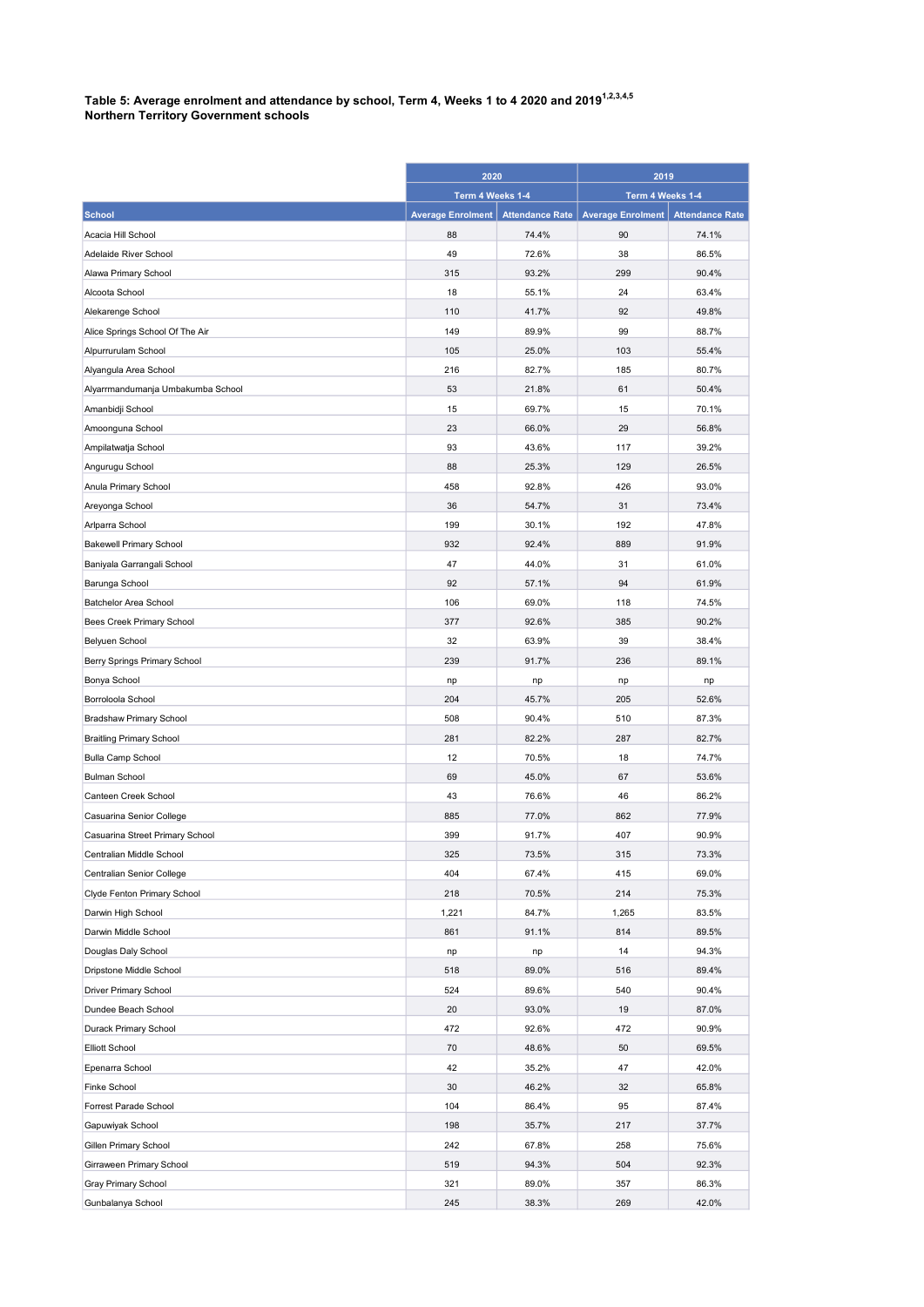**Table 5: Average enrolment and attendance by school, Term 4, Weeks 1 to 4 2020 and 2019[1,2,3,4,5]**
**Northern Territory Government schools**

| | 2020 | | 2019 | |
|---|---|---|---|---|
| | Term 4 Weeks 1-4 | | Term 4 Weeks 1-4 | |
| **School** | **Average Enrolment** | **Attendance Rate** | **Average Enrolment** | **Attendance Rate** |
| Acacia Hill School | 88 | 74.4% | 90 | 74.1% |
| Adelaide River School | 49 | 72.6% | 38 | 86.5% |
| Alawa Primary School | 315 | 93.2% | 299 | 90.4% |
| Alcoota School | 18 | 55.1% | 24 | 63.4% |
| Alekarenge School | 110 | 41.7% | 92 | 49.8% |
| Alice Springs School Of The Air | 149 | 89.9% | 99 | 88.7% |
| Alpurrurulam School | 105 | 25.0% | 103 | 55.4% |
| Alyangula Area School | 216 | 82.7% | 185 | 80.7% |
| Alyarrmandumanja Umbakumba School | 53 | 21.8% | 61 | 50.4% |
| Amanbidji School | 15 | 69.7% | 15 | 70.1% |
| Amoonguna School | 23 | 66.0% | 29 | 56.8% |
| Ampilatwatja School | 93 | 43.6% | 117 | 39.2% |
| Angurugu School | 88 | 25.3% | 129 | 26.5% |
| Anula Primary School | 458 | 92.8% | 426 | 93.0% |
| Areyonga School | 36 | 54.7% | 31 | 73.4% |
| Arlparra School | 199 | 30.1% | 192 | 47.8% |
| Bakewell Primary School | 932 | 92.4% | 889 | 91.9% |
| Baniyala Garrangali School | 47 | 44.0% | 31 | 61.0% |
| Barunga School | 92 | 57.1% | 94 | 61.9% |
| Batchelor Area School | 106 | 69.0% | 118 | 74.5% |
| Bees Creek Primary School | 377 | 92.6% | 385 | 90.2% |
| Belyuen School | 32 | 63.9% | 39 | 38.4% |
| Berry Springs Primary School | 239 | 91.7% | 236 | 89.1% |
| Bonya School | np | np | np | np |
| Borroloola School | 204 | 45.7% | 205 | 52.6% |
| Bradshaw Primary School | 508 | 90.4% | 510 | 87.3% |
| Braitling Primary School | 281 | 82.2% | 287 | 82.7% |
| Bulla Camp School | 12 | 70.5% | 18 | 74.7% |
| Bulman School | 69 | 45.0% | 67 | 53.6% |
| Canteen Creek School | 43 | 76.6% | 46 | 86.2% |
| Casuarina Senior College | 885 | 77.0% | 862 | 77.9% |
| Casuarina Street Primary School | 399 | 91.7% | 407 | 90.9% |
| Centralian Middle School | 325 | 73.5% | 315 | 73.3% |
| Centralian Senior College | 404 | 67.4% | 415 | 69.0% |
| Clyde Fenton Primary School | 218 | 70.5% | 214 | 75.3% |
| Darwin High School | 1,221 | 84.7% | 1,265 | 83.5% |
| Darwin Middle School | 861 | 91.1% | 814 | 89.5% |
| Douglas Daly School | np | np | 14 | 94.3% |
| Dripstone Middle School | 518 | 89.0% | 516 | 89.4% |
| Driver Primary School | 524 | 89.6% | 540 | 90.4% |
| Dundee Beach School | 20 | 93.0% | 19 | 87.0% |
| Durack Primary School | 472 | 92.6% | 472 | 90.9% |
| Elliott School | 70 | 48.6% | 50 | 69.5% |
| Epenarra School | 42 | 35.2% | 47 | 42.0% |
| Finke School | 30 | 46.2% | 32 | 65.8% |
| Forrest Parade School | 104 | 86.4% | 95 | 87.4% |
| Gapuwiyak School | 198 | 35.7% | 217 | 37.7% |
| Gillen Primary School | 242 | 67.8% | 258 | 75.6% |
| Girraween Primary School | 519 | 94.3% | 504 | 92.3% |
| Gray Primary School | 321 | 89.0% | 357 | 86.3% |
| Gunbalanya School | 245 | 38.3% | 269 | 42.0% |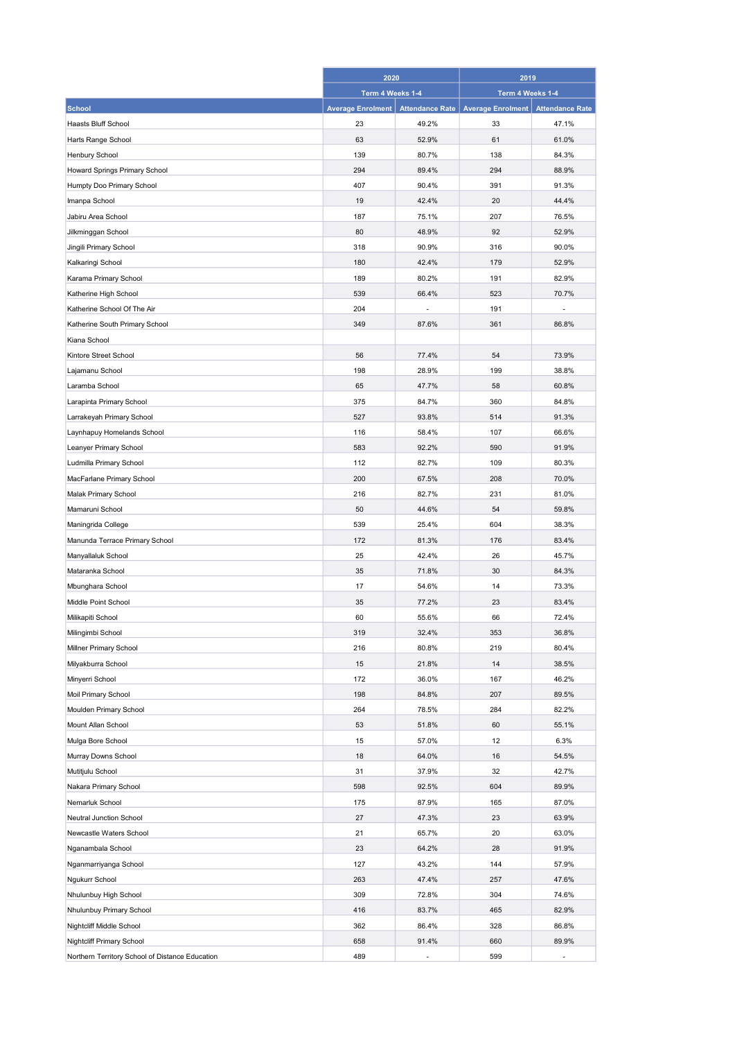| School | 2020 | | 2019 | |
|---|---|---|---|---|
| | Term 4 Weeks 1-4 | | Term 4 Weeks 1-4 | |
| | Average Enrolment | Attendance Rate | Average Enrolment | Attendance Rate |
| Haasts Bluff School | 23 | 49.2% | 33 | 47.1% |
| Harts Range School | 63 | 52.9% | 61 | 61.0% |
| Henbury School | 139 | 80.7% | 138 | 84.3% |
| Howard Springs Primary School | 294 | 89.4% | 294 | 88.9% |
| Humpty Doo Primary School | 407 | 90.4% | 391 | 91.3% |
| Imanpa School | 19 | 42.4% | 20 | 44.4% |
| Jabiru Area School | 187 | 75.1% | 207 | 76.5% |
| Jilkminggan School | 80 | 48.9% | 92 | 52.9% |
| Jingili Primary School | 318 | 90.9% | 316 | 90.0% |
| Kalkaringi School | 180 | 42.4% | 179 | 52.9% |
| Karama Primary School | 189 | 80.2% | 191 | 82.9% |
| Katherine High School | 539 | 66.4% | 523 | 70.7% |
| Katherine School Of The Air | 204 | - | 191 | - |
| Katherine South Primary School | 349 | 87.6% | 361 | 86.8% |
| Kiana School | | | | |
| Kintore Street School | 56 | 77.4% | 54 | 73.9% |
| Lajamanu School | 198 | 28.9% | 199 | 38.8% |
| Laramba School | 65 | 47.7% | 58 | 60.8% |
| Larapinta Primary School | 375 | 84.7% | 360 | 84.8% |
| Larrakeyah Primary School | 527 | 93.8% | 514 | 91.3% |
| Laynhapuy Homelands School | 116 | 58.4% | 107 | 66.6% |
| Leanyer Primary School | 583 | 92.2% | 590 | 91.9% |
| Ludmilla Primary School | 112 | 82.7% | 109 | 80.3% |
| MacFarlane Primary School | 200 | 67.5% | 208 | 70.0% |
| Malak Primary School | 216 | 82.7% | 231 | 81.0% |
| Mamaruni School | 50 | 44.6% | 54 | 59.8% |
| Maningrida College | 539 | 25.4% | 604 | 38.3% |
| Manunda Terrace Primary School | 172 | 81.3% | 176 | 83.4% |
| Manyallaluk School | 25 | 42.4% | 26 | 45.7% |
| Mataranka School | 35 | 71.8% | 30 | 84.3% |
| Mbunghara School | 17 | 54.6% | 14 | 73.3% |
| Middle Point School | 35 | 77.2% | 23 | 83.4% |
| Milikapiti School | 60 | 55.6% | 66 | 72.4% |
| Milingimbi School | 319 | 32.4% | 353 | 36.8% |
| Millner Primary School | 216 | 80.8% | 219 | 80.4% |
| Milyakburra School | 15 | 21.8% | 14 | 38.5% |
| Minyerri School | 172 | 36.0% | 167 | 46.2% |
| Moil Primary School | 198 | 84.8% | 207 | 89.5% |
| Moulden Primary School | 264 | 78.5% | 284 | 82.2% |
| Mount Allan School | 53 | 51.8% | 60 | 55.1% |
| Mulga Bore School | 15 | 57.0% | 12 | 6.3% |
| Murray Downs School | 18 | 64.0% | 16 | 54.5% |
| Mutitjulu School | 31 | 37.9% | 32 | 42.7% |
| Nakara Primary School | 598 | 92.5% | 604 | 89.9% |
| Nemarluk School | 175 | 87.9% | 165 | 87.0% |
| Neutral Junction School | 27 | 47.3% | 23 | 63.9% |
| Newcastle Waters School | 21 | 65.7% | 20 | 63.0% |
| Nganambala School | 23 | 64.2% | 28 | 91.9% |
| Nganmarriyanga School | 127 | 43.2% | 144 | 57.9% |
| Ngukurr School | 263 | 47.4% | 257 | 47.6% |
| Nhulunbuy High School | 309 | 72.8% | 304 | 74.6% |
| Nhulunbuy Primary School | 416 | 83.7% | 465 | 82.9% |
| Nightcliff Middle School | 362 | 86.4% | 328 | 86.8% |
| Nightcliff Primary School | 658 | 91.4% | 660 | 89.9% |
| Northern Territory School of Distance Education | 489 | - | 599 | - |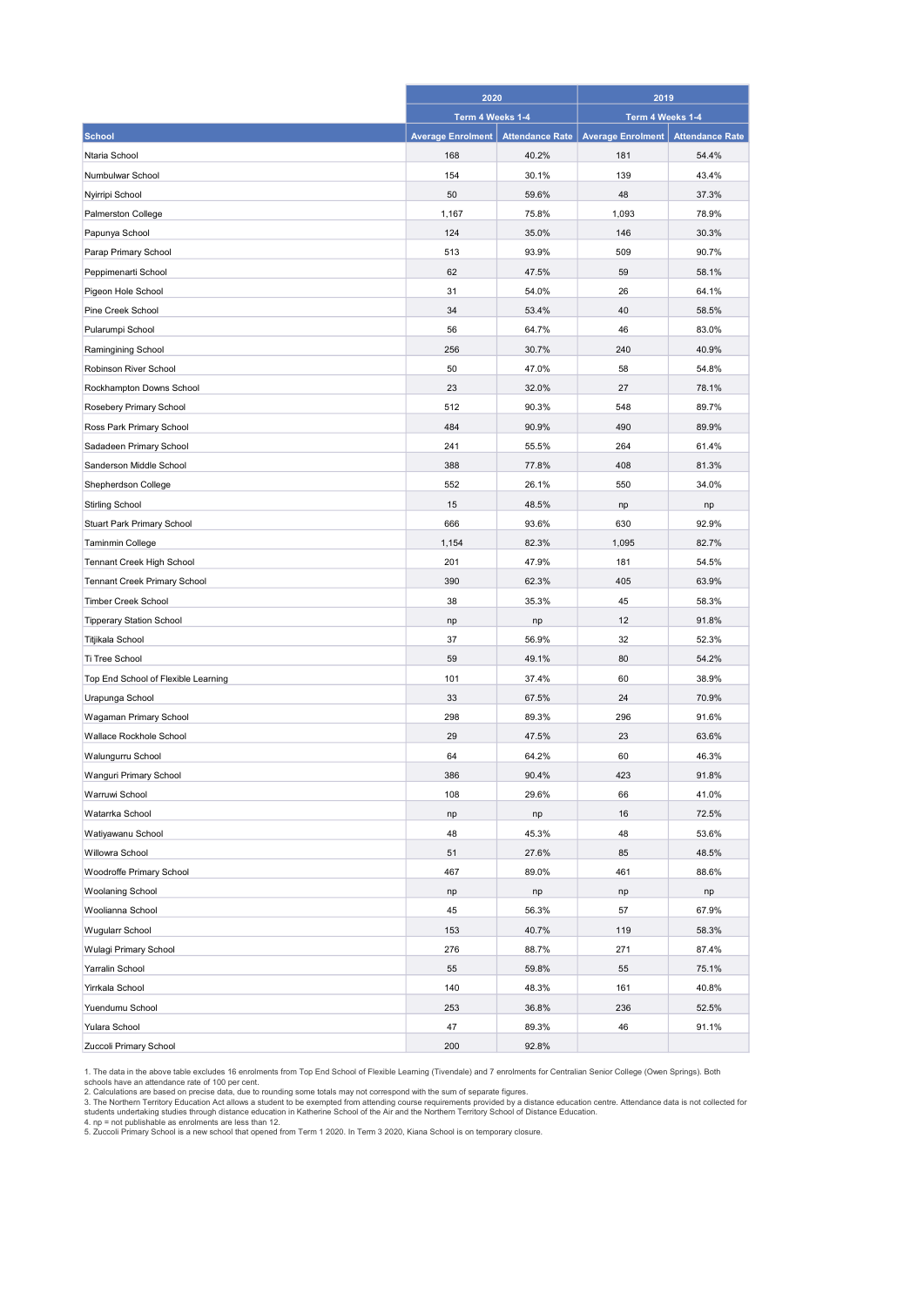| | 2020 | | 2019 | |
|---|---|---|---|---|
| | Term 4 Weeks 1-4 | | Term 4 Weeks 1-4 | |
| School | Average Enrolment | Attendance Rate | Average Enrolment | Attendance Rate |
| Ntaria School | 168 | 40.2% | 181 | 54.4% |
| Numbulwar School | 154 | 30.1% | 139 | 43.4% |
| Nyirripi School | 50 | 59.6% | 48 | 37.3% |
| Palmerston College | 1,167 | 75.8% | 1,093 | 78.9% |
| Papunya School | 124 | 35.0% | 146 | 30.3% |
| Parap Primary School | 513 | 93.9% | 509 | 90.7% |
| Peppimenarti School | 62 | 47.5% | 59 | 58.1% |
| Pigeon Hole School | 31 | 54.0% | 26 | 64.1% |
| Pine Creek School | 34 | 53.4% | 40 | 58.5% |
| Pularumpi School | 56 | 64.7% | 46 | 83.0% |
| Ramingining School | 256 | 30.7% | 240 | 40.9% |
| Robinson River School | 50 | 47.0% | 58 | 54.8% |
| Rockhampton Downs School | 23 | 32.0% | 27 | 78.1% |
| Rosebery Primary School | 512 | 90.3% | 548 | 89.7% |
| Ross Park Primary School | 484 | 90.9% | 490 | 89.9% |
| Sadadeen Primary School | 241 | 55.5% | 264 | 61.4% |
| Sanderson Middle School | 388 | 77.8% | 408 | 81.3% |
| Shepherdson College | 552 | 26.1% | 550 | 34.0% |
| Stirling School | 15 | 48.5% | np | np |
| Stuart Park Primary School | 666 | 93.6% | 630 | 92.9% |
| Taminmin College | 1,154 | 82.3% | 1,095 | 82.7% |
| Tennant Creek High School | 201 | 47.9% | 181 | 54.5% |
| Tennant Creek Primary School | 390 | 62.3% | 405 | 63.9% |
| Timber Creek School | 38 | 35.3% | 45 | 58.3% |
| Tipperary Station School | np | np | 12 | 91.8% |
| Titjikala School | 37 | 56.9% | 32 | 52.3% |
| Ti Tree School | 59 | 49.1% | 80 | 54.2% |
| Top End School of Flexible Learning | 101 | 37.4% | 60 | 38.9% |
| Urapunga School | 33 | 67.5% | 24 | 70.9% |
| Wagaman Primary School | 298 | 89.3% | 296 | 91.6% |
| Wallace Rockhole School | 29 | 47.5% | 23 | 63.6% |
| Walungurru School | 64 | 64.2% | 60 | 46.3% |
| Wanguri Primary School | 386 | 90.4% | 423 | 91.8% |
| Warruwi School | 108 | 29.6% | 66 | 41.0% |
| Watarrka School | np | np | 16 | 72.5% |
| Watiyawanu School | 48 | 45.3% | 48 | 53.6% |
| Willowra School | 51 | 27.6% | 85 | 48.5% |
| Woodroffe Primary School | 467 | 89.0% | 461 | 88.6% |
| Woolaning School | np | np | np | np |
| Woolianna School | 45 | 56.3% | 57 | 67.9% |
| Wugularr School | 153 | 40.7% | 119 | 58.3% |
| Wulagi Primary School | 276 | 88.7% | 271 | 87.4% |
| Yarralin School | 55 | 59.8% | 55 | 75.1% |
| Yirrkala School | 140 | 48.3% | 161 | 40.8% |
| Yuendumu School | 253 | 36.8% | 236 | 52.5% |
| Yulara School | 47 | 89.3% | 46 | 91.1% |
| Zuccoli Primary School | 200 | 92.8% | | |

1. The data in the above table excludes 16 enrolments from Top End School of Flexible Learning (Tivendale) and 7 enrolments for Centralian Senior College (Owen Springs). Both schools have an attendance rate of 100 per cent.
2. Calculations are based on precise data, due to rounding some totals may not correspond with the sum of separate figures.
3. The Northern Territory Education Act allows a student to be exempted from attending course requirements provided by a distance education centre. Attendance data is not collected for students undertaking studies through distance education in Katherine School of the Air and the Northern Territory School of Distance Education.
4. np = not publishable as enrolments are less than 12.
5. Zuccoli Primary School is a new school that opened from Term 1 2020. In Term 3 2020, Kiana School is on temporary closure.